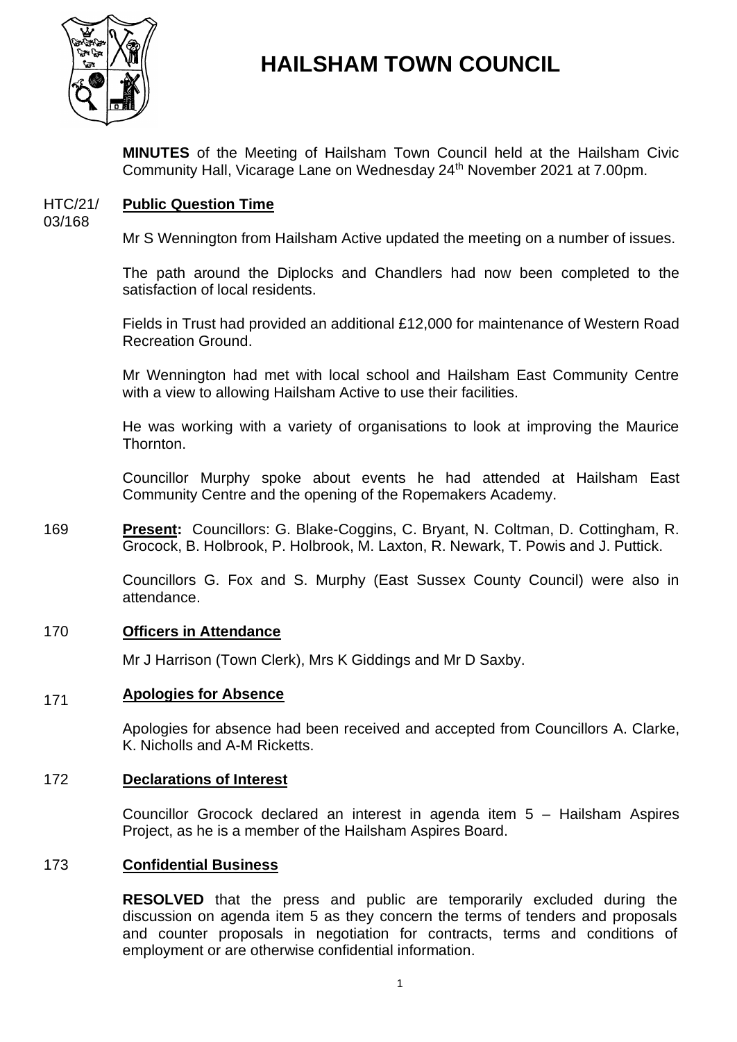# HAILSHAM TOWN COUNCIL

**MINUTES** of the Meeting of Hailsham Town Council held at the Hailsham Civic Community Hall, Vicarage Lane on Wednesday 24th November 2021 at 7.00pm.

HTC/21/03/168 **Public Question Time**

Mr S Wennington from Hailsham Active updated the meeting on a number of issues.

The path around the Diplocks and Chandlers had now been completed to the satisfaction of local residents.

Fields in Trust had provided an additional £12,000 for maintenance of Western Road Recreation Ground.

Mr Wennington had met with local school and Hailsham East Community Centre with a view to allowing Hailsham Active to use their facilities.

He was working with a variety of organisations to look at improving the Maurice Thornton.

Councillor Murphy spoke about events he had attended at Hailsham East Community Centre and the opening of the Ropemakers Academy.

169 **Present:** Councillors: G. Blake-Coggins, C. Bryant, N. Coltman, D. Cottingham, R. Grocock, B. Holbrook, P. Holbrook, M. Laxton, R. Newark, T. Powis and J. Puttick.

Councillors G. Fox and S. Murphy (East Sussex County Council) were also in attendance.

170 **Officers in Attendance**

Mr J Harrison (Town Clerk), Mrs K Giddings and Mr D Saxby.

171 **Apologies for Absence**

Apologies for absence had been received and accepted from Councillors A. Clarke, K. Nicholls and A-M Ricketts.

172 **Declarations of Interest**

Councillor Grocock declared an interest in agenda item 5 – Hailsham Aspires Project, as he is a member of the Hailsham Aspires Board.

173 **Confidential Business**

**RESOLVED** that the press and public are temporarily excluded during the discussion on agenda item 5 as they concern the terms of tenders and proposals and counter proposals in negotiation for contracts, terms and conditions of employment or are otherwise confidential information.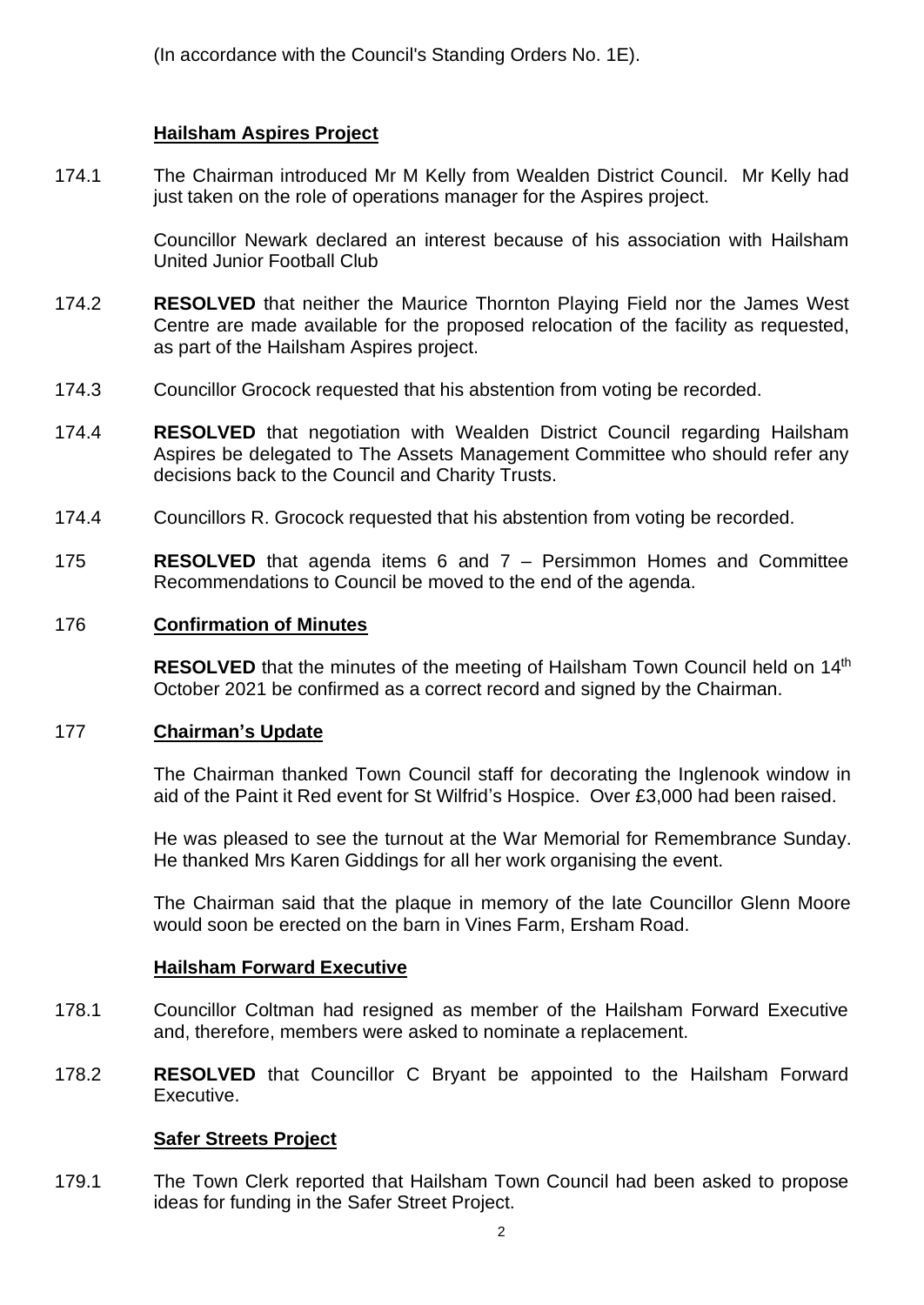(In accordance with the Council's Standing Orders No. 1E).

**Hailsham Aspires Project**

174.1 The Chairman introduced Mr M Kelly from Wealden District Council. Mr Kelly had just taken on the role of operations manager for the Aspires project.

Councillor Newark declared an interest because of his association with Hailsham United Junior Football Club

174.2 **RESOLVED** that neither the Maurice Thornton Playing Field nor the James West Centre are made available for the proposed relocation of the facility as requested, as part of the Hailsham Aspires project.

174.3 Councillor Grocock requested that his abstention from voting be recorded.

174.4 **RESOLVED** that negotiation with Wealden District Council regarding Hailsham Aspires be delegated to The Assets Management Committee who should refer any decisions back to the Council and Charity Trusts.

174.4 Councillors R. Grocock requested that his abstention from voting be recorded.

175 **RESOLVED** that agenda items 6 and 7 – Persimmon Homes and Committee Recommendations to Council be moved to the end of the agenda.

176 **Confirmation of Minutes**

**RESOLVED** that the minutes of the meeting of Hailsham Town Council held on 14th October 2021 be confirmed as a correct record and signed by the Chairman.

177 **Chairman's Update**

The Chairman thanked Town Council staff for decorating the Inglenook window in aid of the Paint it Red event for St Wilfrid's Hospice. Over £3,000 had been raised.

He was pleased to see the turnout at the War Memorial for Remembrance Sunday. He thanked Mrs Karen Giddings for all her work organising the event.

The Chairman said that the plaque in memory of the late Councillor Glenn Moore would soon be erected on the barn in Vines Farm, Ersham Road.

**Hailsham Forward Executive**

178.1 Councillor Coltman had resigned as member of the Hailsham Forward Executive and, therefore, members were asked to nominate a replacement.

178.2 **RESOLVED** that Councillor C Bryant be appointed to the Hailsham Forward Executive.

**Safer Streets Project**

179.1 The Town Clerk reported that Hailsham Town Council had been asked to propose ideas for funding in the Safer Street Project.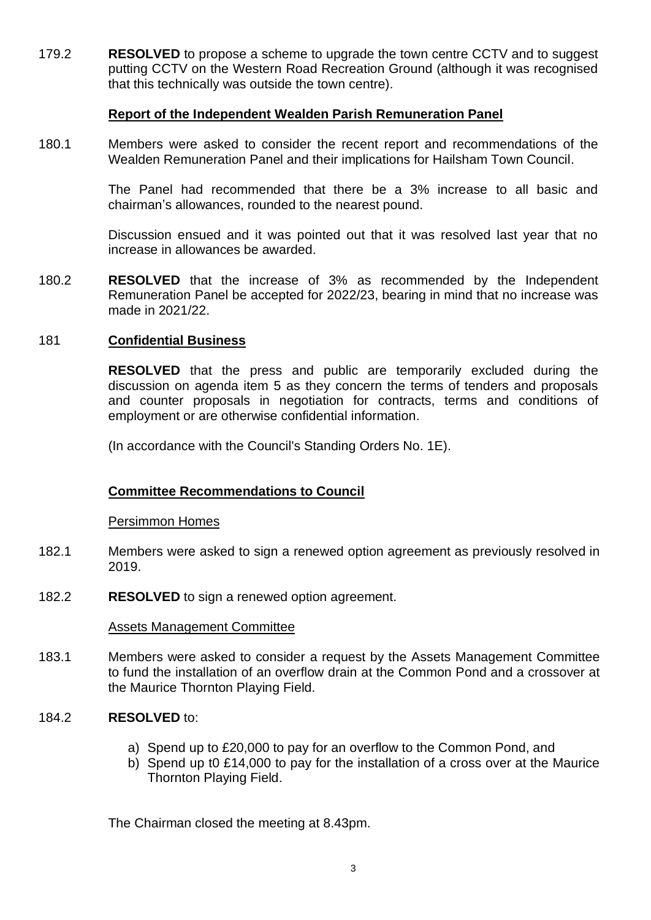179.2 **RESOLVED** to propose a scheme to upgrade the town centre CCTV and to suggest putting CCTV on the Western Road Recreation Ground (although it was recognised that this technically was outside the town centre).

**Report of the Independent Wealden Parish Remuneration Panel**

180.1 Members were asked to consider the recent report and recommendations of the Wealden Remuneration Panel and their implications for Hailsham Town Council.

The Panel had recommended that there be a 3% increase to all basic and chairman's allowances, rounded to the nearest pound.

Discussion ensued and it was pointed out that it was resolved last year that no increase in allowances be awarded.

180.2 **RESOLVED** that the increase of 3% as recommended by the Independent Remuneration Panel be accepted for 2022/23, bearing in mind that no increase was made in 2021/22.

181 **Confidential Business**

**RESOLVED** that the press and public are temporarily excluded during the discussion on agenda item 5 as they concern the terms of tenders and proposals and counter proposals in negotiation for contracts, terms and conditions of employment or are otherwise confidential information.

(In accordance with the Council's Standing Orders No. 1E).

**Committee Recommendations to Council**

Persimmon Homes

182.1 Members were asked to sign a renewed option agreement as previously resolved in 2019.

182.2 **RESOLVED** to sign a renewed option agreement.

Assets Management Committee

183.1 Members were asked to consider a request by the Assets Management Committee to fund the installation of an overflow drain at the Common Pond and a crossover at the Maurice Thornton Playing Field.

184.2 **RESOLVED** to:

a) Spend up to £20,000 to pay for an overflow to the Common Pond, and
b) Spend up t0 £14,000 to pay for the installation of a cross over at the Maurice Thornton Playing Field.

The Chairman closed the meeting at 8.43pm.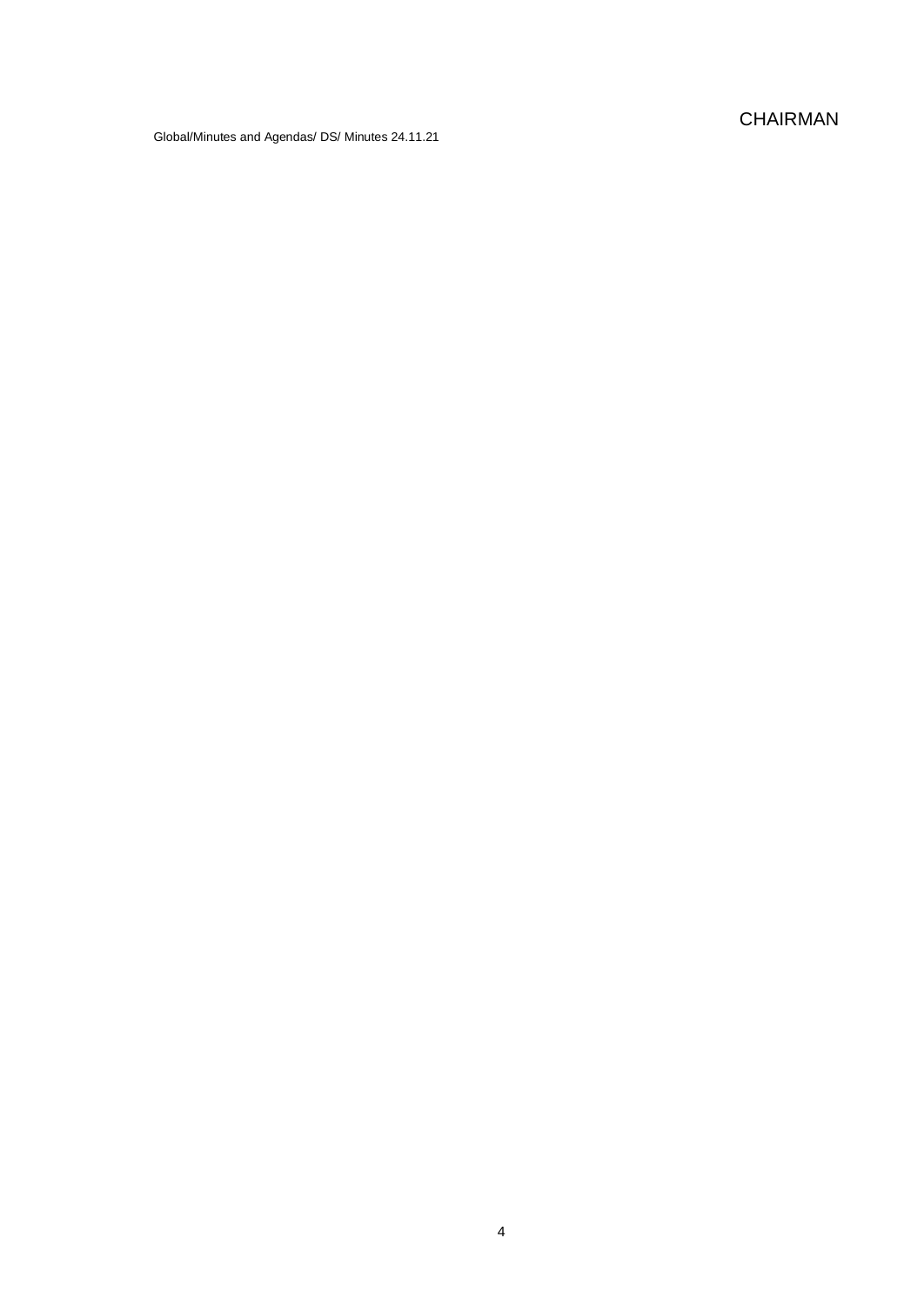CHAIRMAN

Global/Minutes and Agendas/ DS/ Minutes 24.11.21